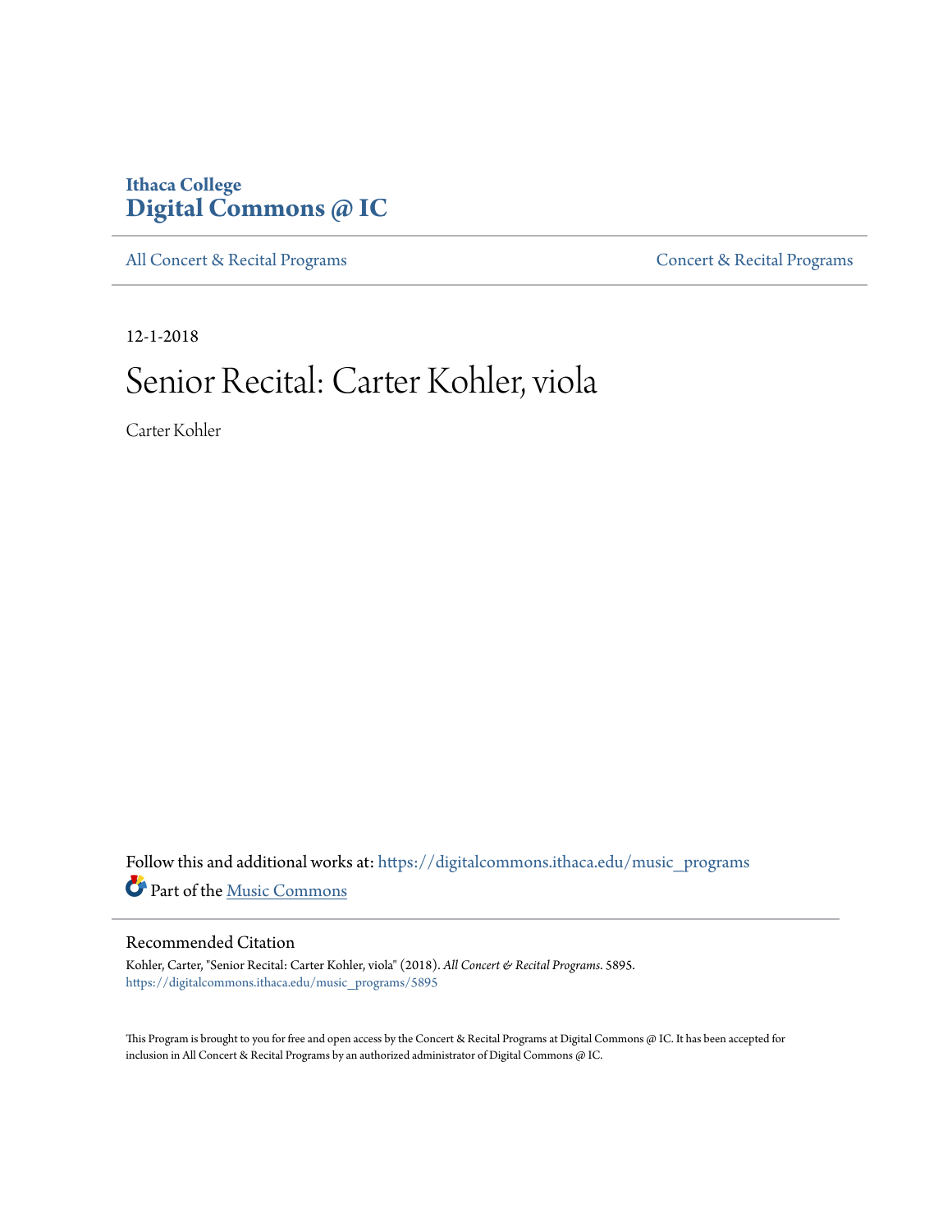Ithaca College
# Digital Commons @ IC

All Concert & Recital Programs | Concert & Recital Programs

12-1-2018

# Senior Recital: Carter Kohler, viola

Carter Kohler

Follow this and additional works at: https://digitalcommons.ithaca.edu/music_programs

Part of the Music Commons

## Recommended Citation

Kohler, Carter, "Senior Recital: Carter Kohler, viola" (2018). *All Concert & Recital Programs*. 5895.
https://digitalcommons.ithaca.edu/music_programs/5895

This Program is brought to you for free and open access by the Concert & Recital Programs at Digital Commons @ IC. It has been accepted for inclusion in All Concert & Recital Programs by an authorized administrator of Digital Commons @ IC.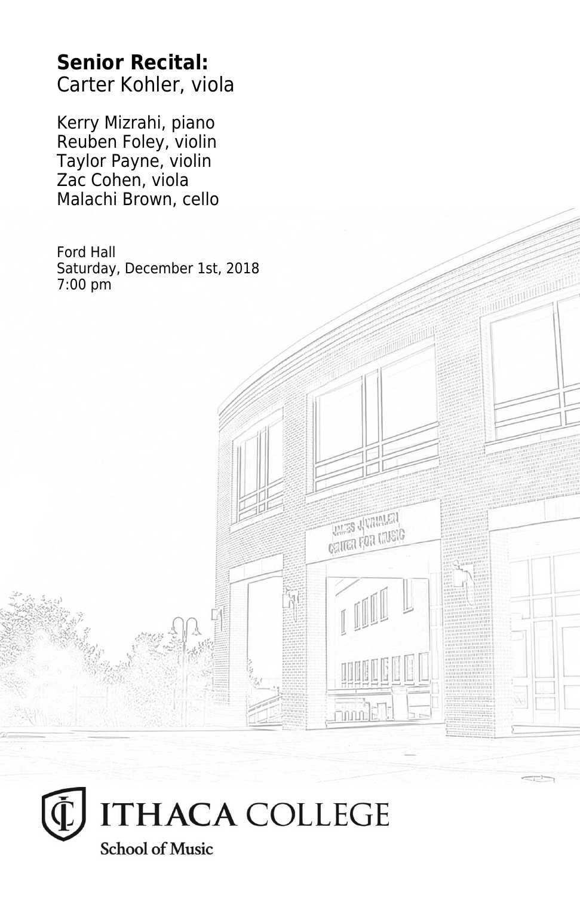**Senior Recital:**
Carter Kohler, viola

Kerry Mizrahi, piano
Reuben Foley, violin
Taylor Payne, violin
Zac Cohen, viola
Malachi Brown, cello

Ford Hall
Saturday, December 1st, 2018
7:00 pm

ITHACA COLLEGE
School of Music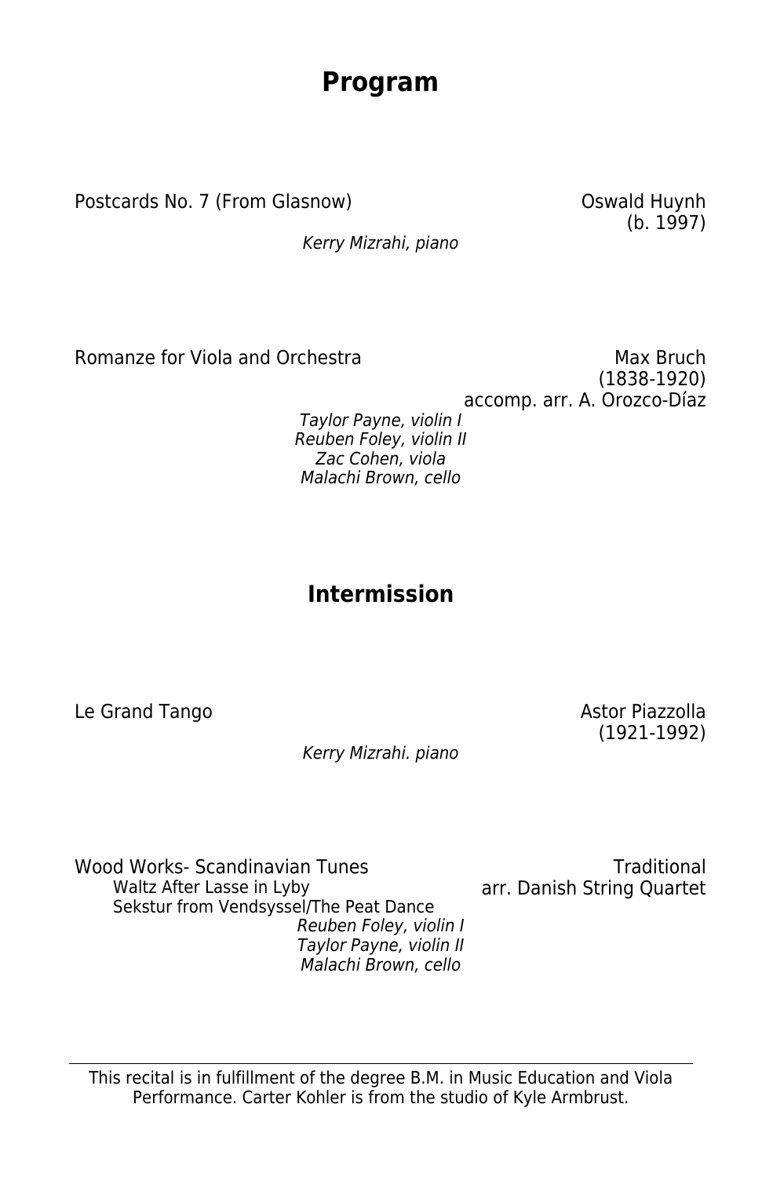# Program

Postcards No. 7 (From Glasnow) — Oswald Huynh (b. 1997)

*Kerry Mizrahi, piano*

Romanze for Viola and Orchestra — Max Bruch (1838-1920)
accomp. arr. A. Orozco-Díaz

*Taylor Payne, violin I*
*Reuben Foley, violin II*
*Zac Cohen, viola*
*Malachi Brown, cello*

## Intermission

Le Grand Tango — Astor Piazzolla (1921-1992)

*Kerry Mizrahi. piano*

Wood Works- Scandinavian Tunes — Traditional
arr. Danish String Quartet

- Waltz After Lasse in Lyby
- Sekstur from Vendsyssel/The Peat Dance

*Reuben Foley, violin I*
*Taylor Payne, violin II*
*Malachi Brown, cello*

---

This recital is in fulfillment of the degree B.M. in Music Education and Viola Performance. Carter Kohler is from the studio of Kyle Armbrust.